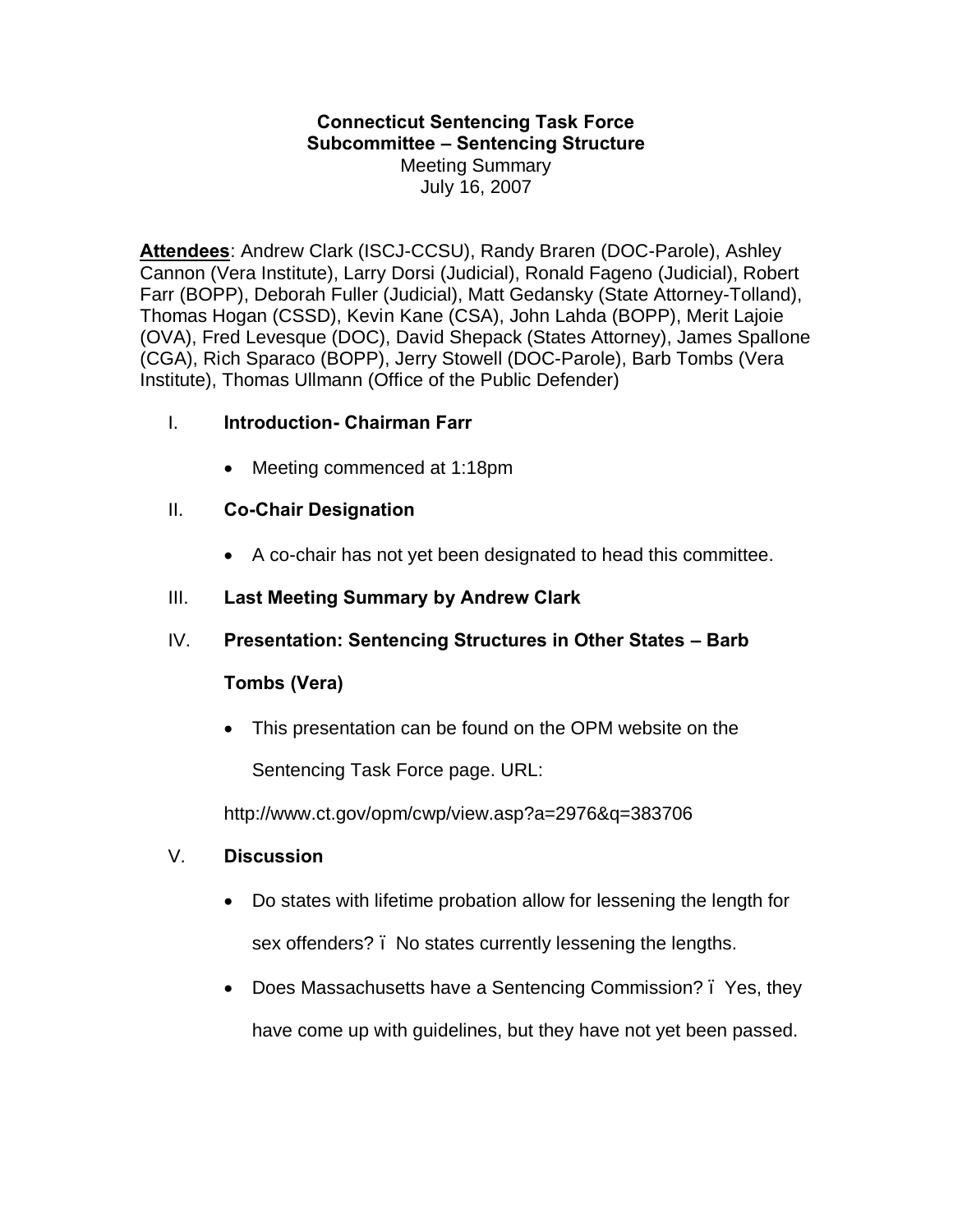**Connecticut Sentencing Task Force**
**Subcommittee – Sentencing Structure**
Meeting Summary
July 16, 2007

**Attendees**: Andrew Clark (ISCJ-CCSU), Randy Braren (DOC-Parole), Ashley Cannon (Vera Institute), Larry Dorsi (Judicial), Ronald Fageno (Judicial), Robert Farr (BOPP), Deborah Fuller (Judicial), Matt Gedansky (State Attorney-Tolland), Thomas Hogan (CSSD), Kevin Kane (CSA), John Lahda (BOPP), Merit Lajoie (OVA), Fred Levesque (DOC), David Shepack (States Attorney), James Spallone (CGA), Rich Sparaco (BOPP), Jerry Stowell (DOC-Parole), Barb Tombs (Vera Institute), Thomas Ullmann (Office of the Public Defender)

I. **Introduction- Chairman Farr**

- Meeting commenced at 1:18pm

II. **Co-Chair Designation**

- A co-chair has not yet been designated to head this committee.

III. **Last Meeting Summary by Andrew Clark**

IV. **Presentation: Sentencing Structures in Other States – Barb Tombs (Vera)**

- This presentation can be found on the OPM website on the Sentencing Task Force page. URL:

http://www.ct.gov/opm/cwp/view.asp?a=2976&q=383706

V. **Discussion**

- Do states with lifetime probation allow for lessening the length for sex offenders? ï No states currently lessening the lengths.
- Does Massachusetts have a Sentencing Commission? ï Yes, they have come up with guidelines, but they have not yet been passed.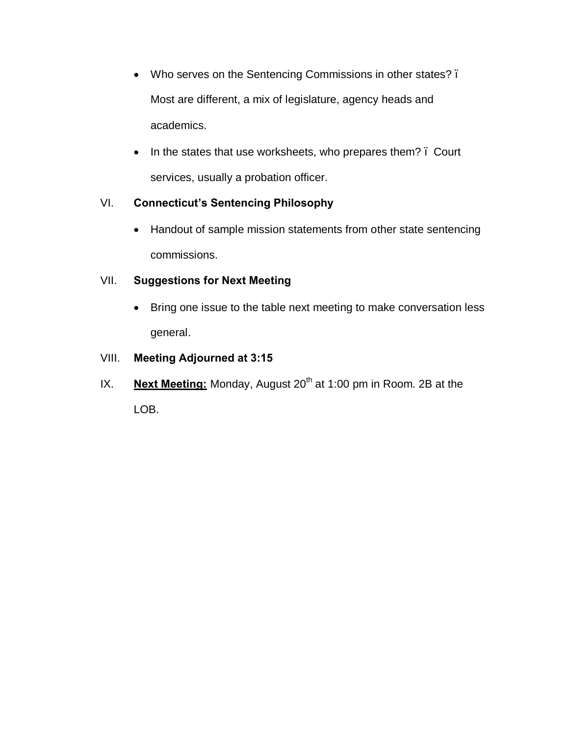- Who serves on the Sentencing Commissions in other states? ï Most are different, a mix of legislature, agency heads and academics.
- In the states that use worksheets, who prepares them? ï Court services, usually a probation officer.

VI. **Connecticut's Sentencing Philosophy**

- Handout of sample mission statements from other state sentencing commissions.

VII. **Suggestions for Next Meeting**

- Bring one issue to the table next meeting to make conversation less general.

VIII. **Meeting Adjourned at 3:15**

IX. **Next Meeting:** Monday, August 20th at 1:00 pm in Room. 2B at the LOB.